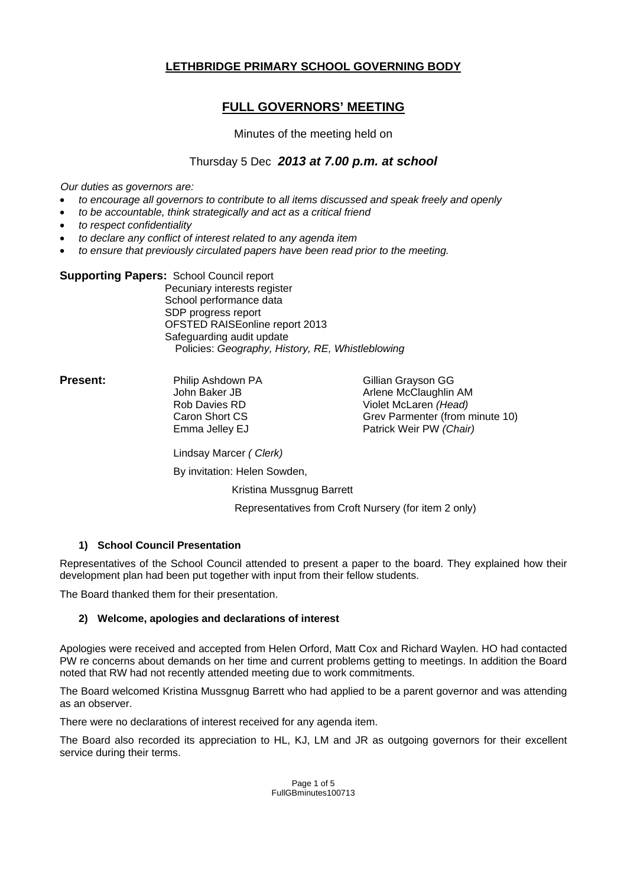# LETHBRIDGE PRIMARY SCHOOL GOVERNING BODY

## FULL GOVERNORS' MEETING

Minutes of the meeting held on

Thursday 5 Dec ***2013 at 7.00 p.m. at school***

*Our duties as governors are:*

- *to encourage all governors to contribute to all items discussed and speak freely and openly*
- *to be accountable, think strategically and act as a critical friend*
- *to respect confidentiality*
- *to declare any conflict of interest related to any agenda item*
- *to ensure that previously circulated papers have been read prior to the meeting.*

**Supporting Papers:** School Council report
Pecuniary interests register
School performance data
SDP progress report
OFSTED RAISEonline report 2013
Safeguarding audit update
Policies: *Geography, History, RE, Whistleblowing*

**Present:**

| | |
|---|---|
| Philip Ashdown PA | Gillian Grayson GG |
| John Baker JB | Arlene McClaughlin AM |
| Rob Davies RD | Violet McLaren *(Head)* |
| Caron Short CS | Grev Parmenter (from minute 10) |
| Emma Jelley EJ | Patrick Weir PW *(Chair)* |

Lindsay Marcer *( Clerk)*

By invitation: Helen Sowden,

Kristina Mussgnug Barrett

Representatives from Croft Nursery (for item 2 only)

### 1) School Council Presentation

Representatives of the School Council attended to present a paper to the board. They explained how their development plan had been put together with input from their fellow students.

The Board thanked them for their presentation.

### 2) Welcome, apologies and declarations of interest

Apologies were received and accepted from Helen Orford, Matt Cox and Richard Waylen. HO had contacted PW re concerns about demands on her time and current problems getting to meetings. In addition the Board noted that RW had not recently attended meeting due to work commitments.

The Board welcomed Kristina Mussgnug Barrett who had applied to be a parent governor and was attending as an observer.

There were no declarations of interest received for any agenda item.

The Board also recorded its appreciation to HL, KJ, LM and JR as outgoing governors for their excellent service during their terms.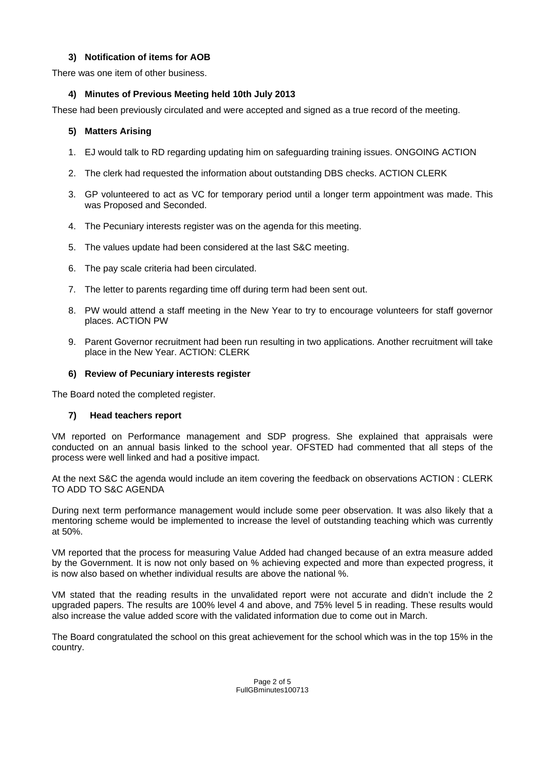### 3) Notification of items for AOB

There was one item of other business.

### 4) Minutes of Previous Meeting held 10th July 2013

These had been previously circulated and were accepted and signed as a true record of the meeting.

### 5) Matters Arising

1. EJ would talk to RD regarding updating him on safeguarding training issues. ONGOING ACTION
2. The clerk had requested the information about outstanding DBS checks. ACTION CLERK
3. GP volunteered to act as VC for temporary period until a longer term appointment was made. This was Proposed and Seconded.
4. The Pecuniary interests register was on the agenda for this meeting.
5. The values update had been considered at the last S&C meeting.
6. The pay scale criteria had been circulated.
7. The letter to parents regarding time off during term had been sent out.
8. PW would attend a staff meeting in the New Year to try to encourage volunteers for staff governor places. ACTION PW
9. Parent Governor recruitment had been run resulting in two applications. Another recruitment will take place in the New Year. ACTION: CLERK

### 6) Review of Pecuniary interests register

The Board noted the completed register.

### 7) Head teachers report

VM reported on Performance management and SDP progress. She explained that appraisals were conducted on an annual basis linked to the school year. OFSTED had commented that all steps of the process were well linked and had a positive impact.

At the next S&C the agenda would include an item covering the feedback on observations ACTION : CLERK TO ADD TO S&C AGENDA

During next term performance management would include some peer observation. It was also likely that a mentoring scheme would be implemented to increase the level of outstanding teaching which was currently at 50%.

VM reported that the process for measuring Value Added had changed because of an extra measure added by the Government. It is now not only based on % achieving expected and more than expected progress, it is now also based on whether individual results are above the national %.

VM stated that the reading results in the unvalidated report were not accurate and didn't include the 2 upgraded papers. The results are 100% level 4 and above, and 75% level 5 in reading. These results would also increase the value added score with the validated information due to come out in March.

The Board congratulated the school on this great achievement for the school which was in the top 15% in the country.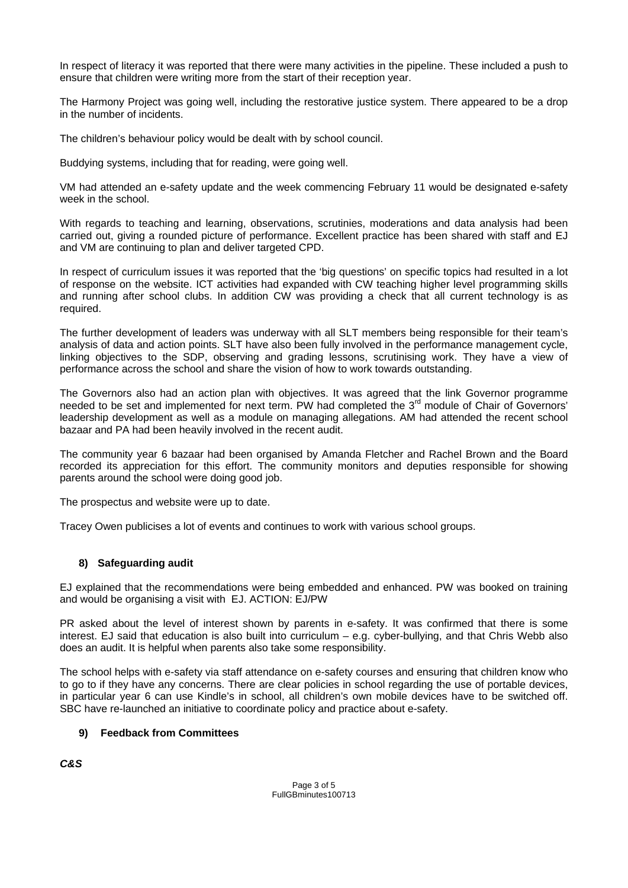In respect of literacy it was reported that there were many activities in the pipeline. These included a push to ensure that children were writing more from the start of their reception year.

The Harmony Project was going well, including the restorative justice system. There appeared to be a drop in the number of incidents.

The children's behaviour policy would be dealt with by school council.

Buddying systems, including that for reading, were going well.

VM had attended an e-safety update and the week commencing February 11 would be designated e-safety week in the school.

With regards to teaching and learning, observations, scrutinies, moderations and data analysis had been carried out, giving a rounded picture of performance. Excellent practice has been shared with staff and EJ and VM are continuing to plan and deliver targeted CPD.

In respect of curriculum issues it was reported that the 'big questions' on specific topics had resulted in a lot of response on the website. ICT activities had expanded with CW teaching higher level programming skills and running after school clubs. In addition CW was providing a check that all current technology is as required.

The further development of leaders was underway with all SLT members being responsible for their team's analysis of data and action points. SLT have also been fully involved in the performance management cycle, linking objectives to the SDP, observing and grading lessons, scrutinising work. They have a view of performance across the school and share the vision of how to work towards outstanding.

The Governors also had an action plan with objectives. It was agreed that the link Governor programme needed to be set and implemented for next term. PW had completed the 3rd module of Chair of Governors' leadership development as well as a module on managing allegations. AM had attended the recent school bazaar and PA had been heavily involved in the recent audit.

The community year 6 bazaar had been organised by Amanda Fletcher and Rachel Brown and the Board recorded its appreciation for this effort. The community monitors and deputies responsible for showing parents around the school were doing good job.

The prospectus and website were up to date.

Tracey Owen publicises a lot of events and continues to work with various school groups.

## 8) Safeguarding audit

EJ explained that the recommendations were being embedded and enhanced. PW was booked on training and would be organising a visit with EJ. ACTION: EJ/PW

PR asked about the level of interest shown by parents in e-safety. It was confirmed that there is some interest. EJ said that education is also built into curriculum – e.g. cyber-bullying, and that Chris Webb also does an audit. It is helpful when parents also take some responsibility.

The school helps with e-safety via staff attendance on e-safety courses and ensuring that children know who to go to if they have any concerns. There are clear policies in school regarding the use of portable devices, in particular year 6 can use Kindle's in school, all children's own mobile devices have to be switched off. SBC have re-launched an initiative to coordinate policy and practice about e-safety.

## 9) Feedback from Committees

***C&S***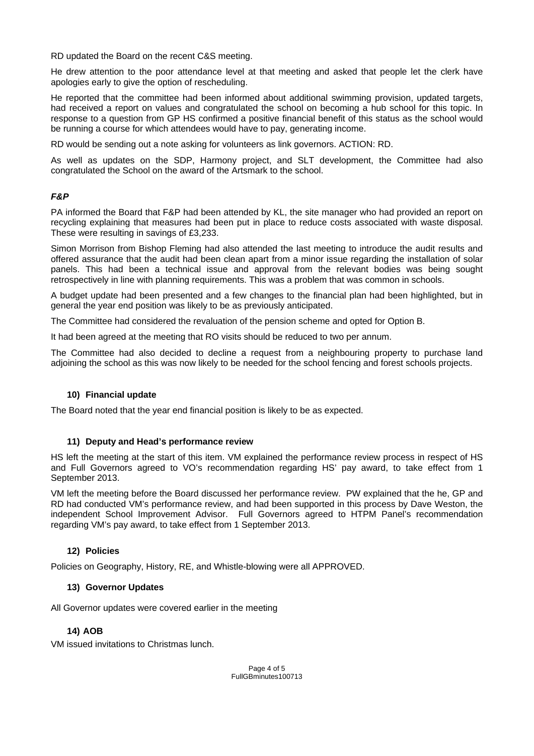RD updated the Board on the recent C&S meeting.

He drew attention to the poor attendance level at that meeting and asked that people let the clerk have apologies early to give the option of rescheduling.

He reported that the committee had been informed about additional swimming provision, updated targets, had received a report on values and congratulated the school on becoming a hub school for this topic. In response to a question from GP HS confirmed a positive financial benefit of this status as the school would be running a course for which attendees would have to pay, generating income.

RD would be sending out a note asking for volunteers as link governors. ACTION: RD.

As well as updates on the SDP, Harmony project, and SLT development, the Committee had also congratulated the School on the award of the Artsmark to the school.

***F&P***

PA informed the Board that F&P had been attended by KL, the site manager who had provided an report on recycling explaining that measures had been put in place to reduce costs associated with waste disposal. These were resulting in savings of £3,233.

Simon Morrison from Bishop Fleming had also attended the last meeting to introduce the audit results and offered assurance that the audit had been clean apart from a minor issue regarding the installation of solar panels. This had been a technical issue and approval from the relevant bodies was being sought retrospectively in line with planning requirements. This was a problem that was common in schools.

A budget update had been presented and a few changes to the financial plan had been highlighted, but in general the year end position was likely to be as previously anticipated.

The Committee had considered the revaluation of the pension scheme and opted for Option B.

It had been agreed at the meeting that RO visits should be reduced to two per annum.

The Committee had also decided to decline a request from a neighbouring property to purchase land adjoining the school as this was now likely to be needed for the school fencing and forest schools projects.

### 10) Financial update

The Board noted that the year end financial position is likely to be as expected.

### 11) Deputy and Head's performance review

HS left the meeting at the start of this item. VM explained the performance review process in respect of HS and Full Governors agreed to VO's recommendation regarding HS' pay award, to take effect from 1 September 2013.

VM left the meeting before the Board discussed her performance review. PW explained that the he, GP and RD had conducted VM's performance review, and had been supported in this process by Dave Weston, the independent School Improvement Advisor. Full Governors agreed to HTPM Panel's recommendation regarding VM's pay award, to take effect from 1 September 2013.

### 12) Policies

Policies on Geography, History, RE, and Whistle-blowing were all APPROVED.

### 13) Governor Updates

All Governor updates were covered earlier in the meeting

### 14) AOB

VM issued invitations to Christmas lunch.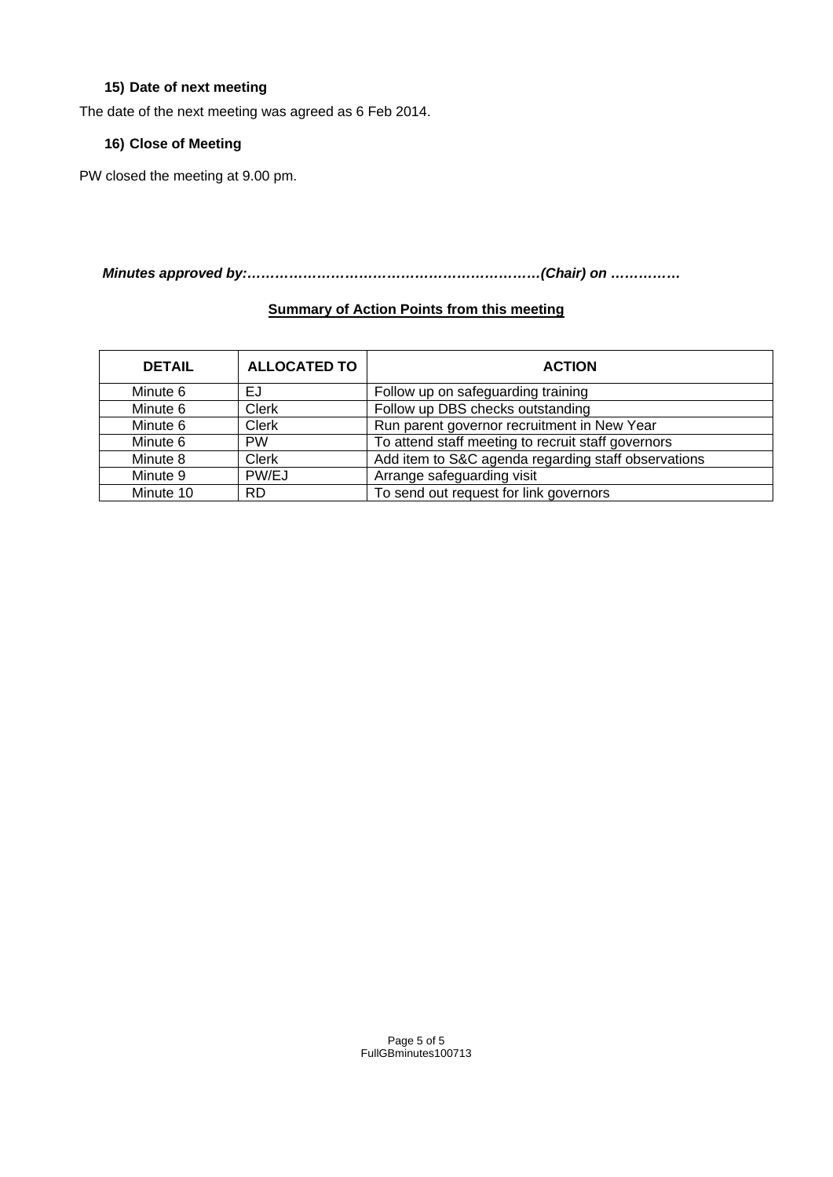### 15) Date of next meeting

The date of the next meeting was agreed as 6 Feb 2014.

### 16) Close of Meeting

PW closed the meeting at 9.00 pm.

***Minutes approved by:………………………………………………………(Chair) on ……………***

**Summary of Action Points from this meeting**

| DETAIL | ALLOCATED TO | ACTION |
|---|---|---|
| Minute 6 | EJ | Follow up on safeguarding training |
| Minute 6 | Clerk | Follow up DBS checks outstanding |
| Minute 6 | Clerk | Run parent governor recruitment in New Year |
| Minute 6 | PW | To attend staff meeting to recruit staff governors |
| Minute 8 | Clerk | Add item to S&C agenda regarding staff observations |
| Minute 9 | PW/EJ | Arrange safeguarding visit |
| Minute 10 | RD | To send out request for link governors |